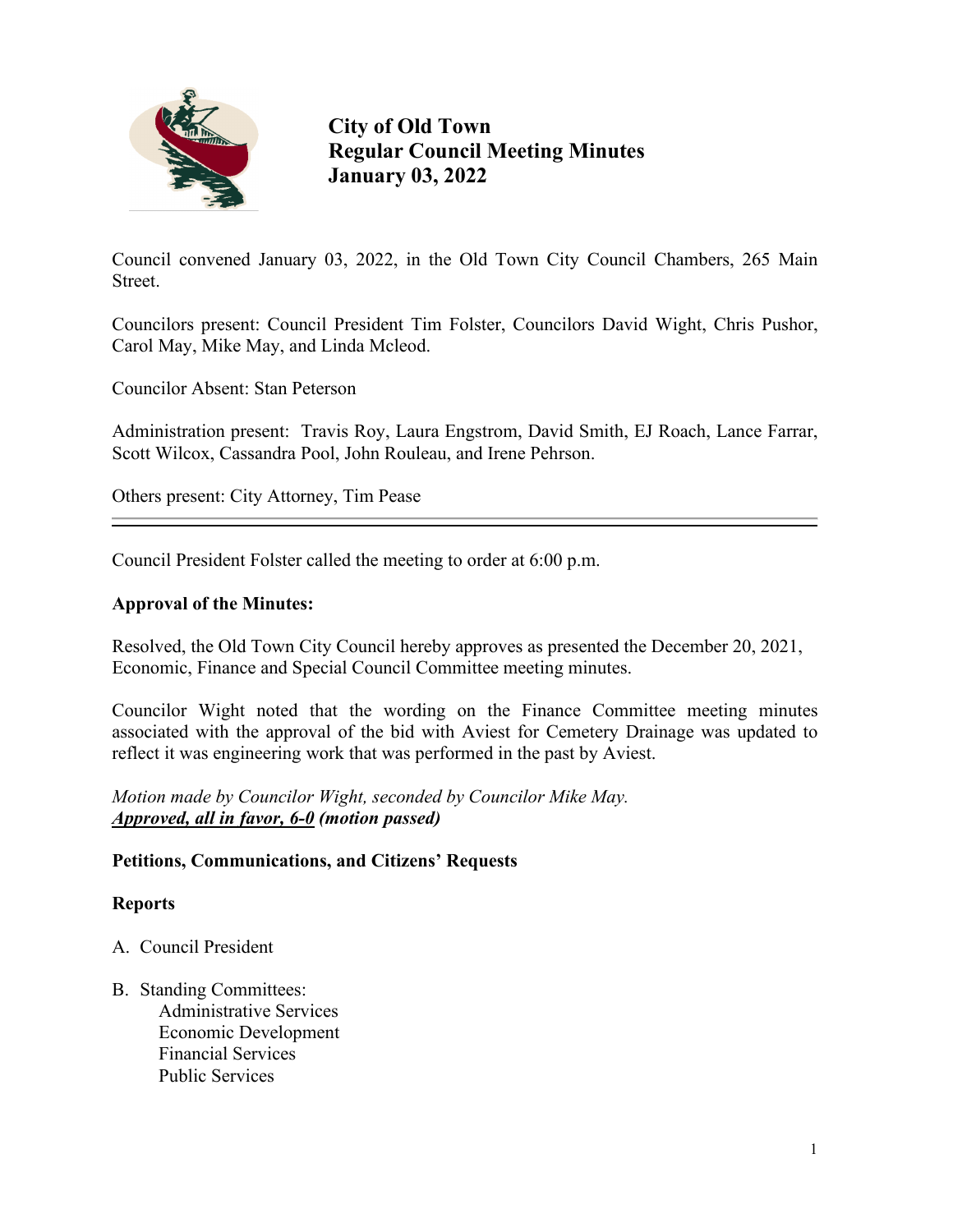# City of Old Town
# Regular Council Meeting Minutes
# January 03, 2022

Council convened January 03, 2022, in the Old Town City Council Chambers, 265 Main Street.

Councilors present: Council President Tim Folster, Councilors David Wight, Chris Pushor, Carol May, Mike May, and Linda Mcleod.

Councilor Absent: Stan Peterson

Administration present: Travis Roy, Laura Engstrom, David Smith, EJ Roach, Lance Farrar, Scott Wilcox, Cassandra Pool, John Rouleau, and Irene Pehrson.

Others present: City Attorney, Tim Pease

---

Council President Folster called the meeting to order at 6:00 p.m.

**Approval of the Minutes:**

Resolved, the Old Town City Council hereby approves as presented the December 20, 2021, Economic, Finance and Special Council Committee meeting minutes.

Councilor Wight noted that the wording on the Finance Committee meeting minutes associated with the approval of the bid with Aviest for Cemetery Drainage was updated to reflect it was engineering work that was performed in the past by Aviest.

*Motion made by Councilor Wight, seconded by Councilor Mike May.*
***Approved, all in favor, 6-0*** ***(motion passed)***

**Petitions, Communications, and Citizens' Requests**

**Reports**

A. Council President

B. Standing Committees:
   - Administrative Services
   - Economic Development
   - Financial Services
   - Public Services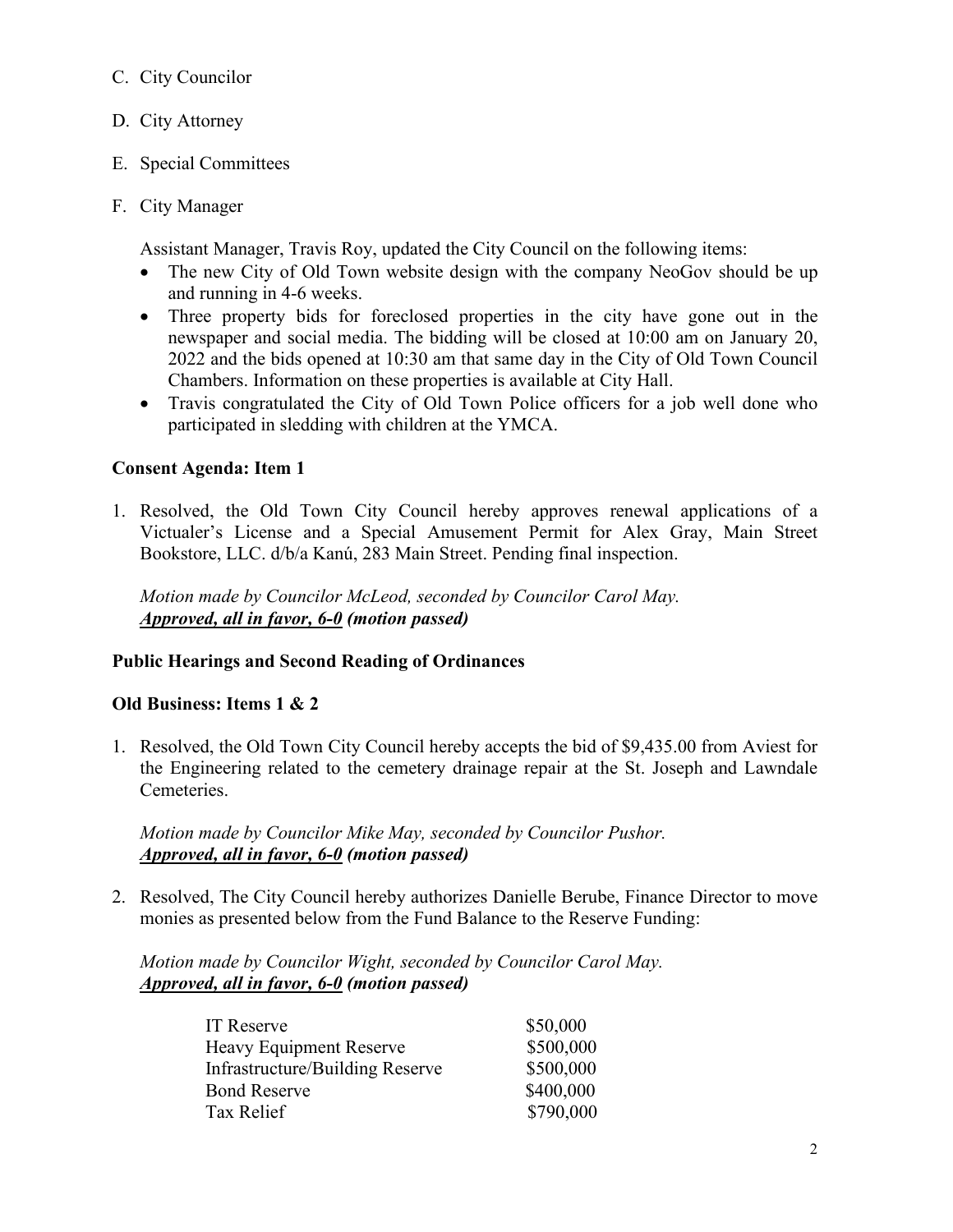C. City Councilor

D. City Attorney

E. Special Committees

F. City Manager

Assistant Manager, Travis Roy, updated the City Council on the following items:

- The new City of Old Town website design with the company NeoGov should be up and running in 4-6 weeks.
- Three property bids for foreclosed properties in the city have gone out in the newspaper and social media. The bidding will be closed at 10:00 am on January 20, 2022 and the bids opened at 10:30 am that same day in the City of Old Town Council Chambers. Information on these properties is available at City Hall.
- Travis congratulated the City of Old Town Police officers for a job well done who participated in sledding with children at the YMCA.

**Consent Agenda: Item 1**

1. Resolved, the Old Town City Council hereby approves renewal applications of a Victualer's License and a Special Amusement Permit for Alex Gray, Main Street Bookstore, LLC. d/b/a Kanú, 283 Main Street. Pending final inspection.

   *Motion made by Councilor McLeod, seconded by Councilor Carol May.*
   ***Approved, all in favor, 6-0 (motion passed)***

**Public Hearings and Second Reading of Ordinances**

**Old Business: Items 1 & 2**

1. Resolved, the Old Town City Council hereby accepts the bid of $9,435.00 from Aviest for the Engineering related to the cemetery drainage repair at the St. Joseph and Lawndale Cemeteries.

   *Motion made by Councilor Mike May, seconded by Councilor Pushor.*
   ***Approved, all in favor, 6-0 (motion passed)***

2. Resolved, The City Council hereby authorizes Danielle Berube, Finance Director to move monies as presented below from the Fund Balance to the Reserve Funding:

   *Motion made by Councilor Wight, seconded by Councilor Carol May.*
   ***Approved, all in favor, 6-0 (motion passed)***

| | |
|---|---|
| IT Reserve | $50,000 |
| Heavy Equipment Reserve | $500,000 |
| Infrastructure/Building Reserve | $500,000 |
| Bond Reserve | $400,000 |
| Tax Relief | $790,000 |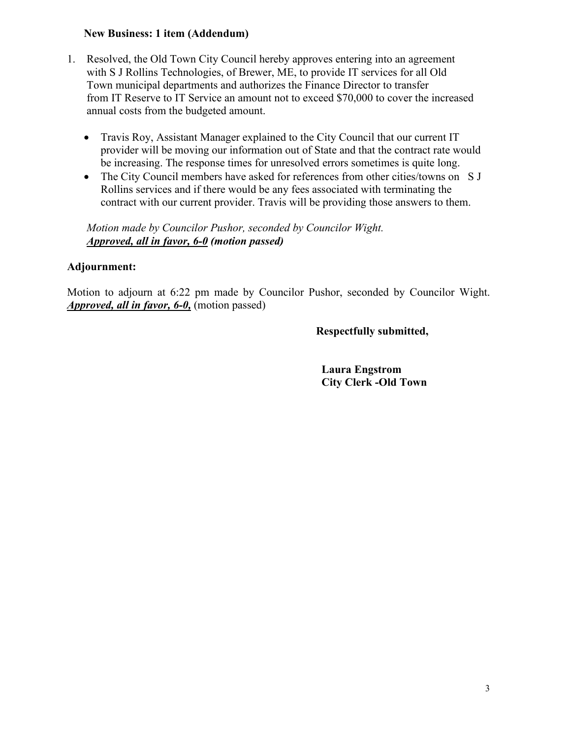**New Business: 1 item (Addendum)**

1. Resolved, the Old Town City Council hereby approves entering into an agreement with S J Rollins Technologies, of Brewer, ME, to provide IT services for all Old Town municipal departments and authorizes the Finance Director to transfer from IT Reserve to IT Service an amount not to exceed $70,000 to cover the increased annual costs from the budgeted amount.

   - Travis Roy, Assistant Manager explained to the City Council that our current IT provider will be moving our information out of State and that the contract rate would be increasing. The response times for unresolved errors sometimes is quite long.
   - The City Council members have asked for references from other cities/towns on S J Rollins services and if there would be any fees associated with terminating the contract with our current provider. Travis will be providing those answers to them.

   *Motion made by Councilor Pushor, seconded by Councilor Wight.*
   ***Approved, all in favor, 6-0*** ***(motion passed)***

**Adjournment:**

Motion to adjourn at 6:22 pm made by Councilor Pushor, seconded by Councilor Wight. ***Approved, all in favor, 6-0,*** (motion passed)

**Respectfully submitted,**

**Laura Engstrom**
**City Clerk -Old Town**